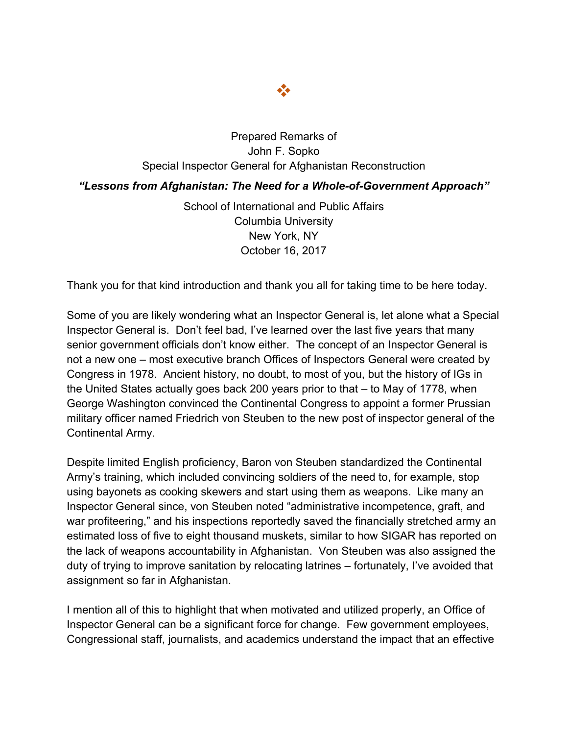❖

Prepared Remarks of
John F. Sopko
Special Inspector General for Afghanistan Reconstruction

***"Lessons from Afghanistan: The Need for a Whole-of-Government Approach"***

School of International and Public Affairs
Columbia University
New York, NY
October 16, 2017

Thank you for that kind introduction and thank you all for taking time to be here today.

Some of you are likely wondering what an Inspector General is, let alone what a Special Inspector General is. Don't feel bad, I've learned over the last five years that many senior government officials don't know either. The concept of an Inspector General is not a new one – most executive branch Offices of Inspectors General were created by Congress in 1978. Ancient history, no doubt, to most of you, but the history of IGs in the United States actually goes back 200 years prior to that – to May of 1778, when George Washington convinced the Continental Congress to appoint a former Prussian military officer named Friedrich von Steuben to the new post of inspector general of the Continental Army.

Despite limited English proficiency, Baron von Steuben standardized the Continental Army's training, which included convincing soldiers of the need to, for example, stop using bayonets as cooking skewers and start using them as weapons. Like many an Inspector General since, von Steuben noted "administrative incompetence, graft, and war profiteering," and his inspections reportedly saved the financially stretched army an estimated loss of five to eight thousand muskets, similar to how SIGAR has reported on the lack of weapons accountability in Afghanistan. Von Steuben was also assigned the duty of trying to improve sanitation by relocating latrines – fortunately, I've avoided that assignment so far in Afghanistan.

I mention all of this to highlight that when motivated and utilized properly, an Office of Inspector General can be a significant force for change. Few government employees, Congressional staff, journalists, and academics understand the impact that an effective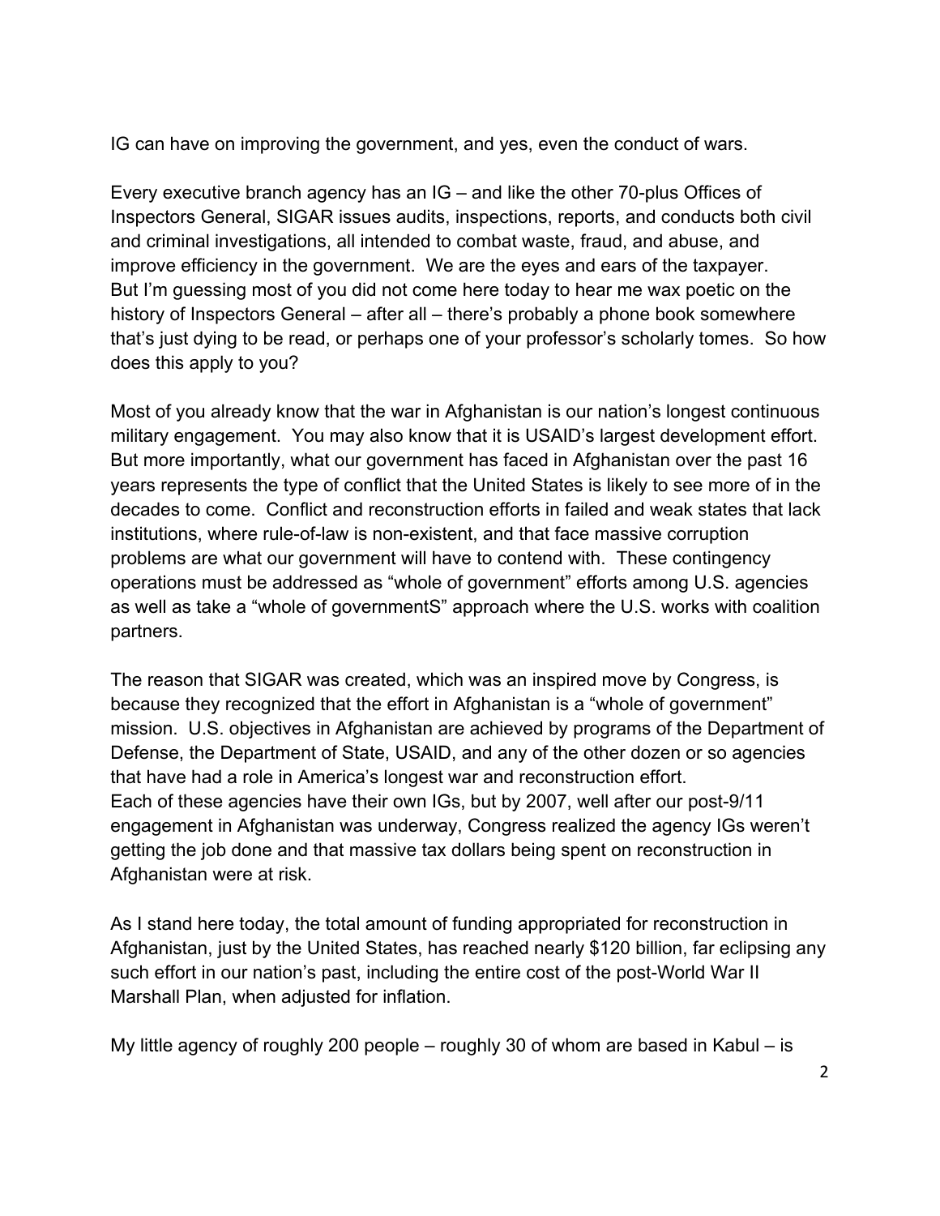IG can have on improving the government, and yes, even the conduct of wars.

Every executive branch agency has an IG – and like the other 70-plus Offices of Inspectors General, SIGAR issues audits, inspections, reports, and conducts both civil and criminal investigations, all intended to combat waste, fraud, and abuse, and improve efficiency in the government. We are the eyes and ears of the taxpayer. But I'm guessing most of you did not come here today to hear me wax poetic on the history of Inspectors General – after all – there's probably a phone book somewhere that's just dying to be read, or perhaps one of your professor's scholarly tomes. So how does this apply to you?

Most of you already know that the war in Afghanistan is our nation's longest continuous military engagement. You may also know that it is USAID's largest development effort. But more importantly, what our government has faced in Afghanistan over the past 16 years represents the type of conflict that the United States is likely to see more of in the decades to come. Conflict and reconstruction efforts in failed and weak states that lack institutions, where rule-of-law is non-existent, and that face massive corruption problems are what our government will have to contend with. These contingency operations must be addressed as "whole of government" efforts among U.S. agencies as well as take a "whole of governmentS" approach where the U.S. works with coalition partners.

The reason that SIGAR was created, which was an inspired move by Congress, is because they recognized that the effort in Afghanistan is a "whole of government" mission. U.S. objectives in Afghanistan are achieved by programs of the Department of Defense, the Department of State, USAID, and any of the other dozen or so agencies that have had a role in America's longest war and reconstruction effort. Each of these agencies have their own IGs, but by 2007, well after our post-9/11 engagement in Afghanistan was underway, Congress realized the agency IGs weren't getting the job done and that massive tax dollars being spent on reconstruction in Afghanistan were at risk.

As I stand here today, the total amount of funding appropriated for reconstruction in Afghanistan, just by the United States, has reached nearly $120 billion, far eclipsing any such effort in our nation's past, including the entire cost of the post-World War II Marshall Plan, when adjusted for inflation.

My little agency of roughly 200 people – roughly 30 of whom are based in Kabul – is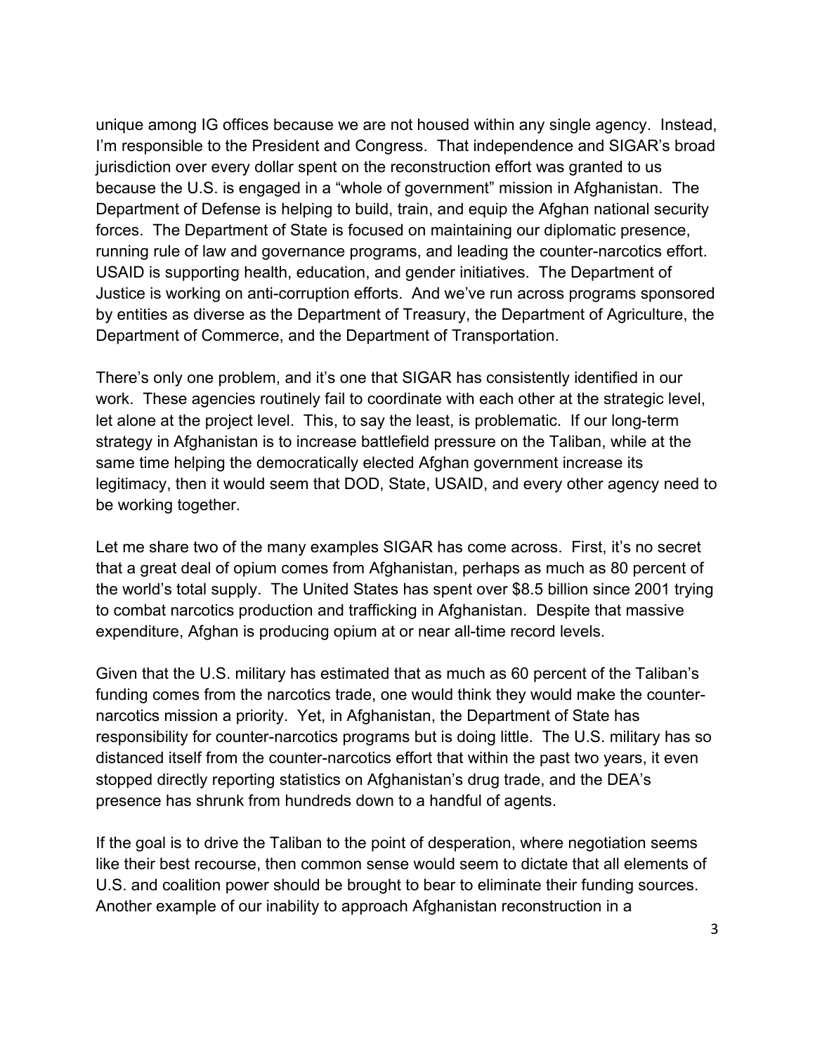unique among IG offices because we are not housed within any single agency. Instead, I'm responsible to the President and Congress. That independence and SIGAR's broad jurisdiction over every dollar spent on the reconstruction effort was granted to us because the U.S. is engaged in a "whole of government" mission in Afghanistan. The Department of Defense is helping to build, train, and equip the Afghan national security forces. The Department of State is focused on maintaining our diplomatic presence, running rule of law and governance programs, and leading the counter-narcotics effort. USAID is supporting health, education, and gender initiatives. The Department of Justice is working on anti-corruption efforts. And we've run across programs sponsored by entities as diverse as the Department of Treasury, the Department of Agriculture, the Department of Commerce, and the Department of Transportation.

There's only one problem, and it's one that SIGAR has consistently identified in our work. These agencies routinely fail to coordinate with each other at the strategic level, let alone at the project level. This, to say the least, is problematic. If our long-term strategy in Afghanistan is to increase battlefield pressure on the Taliban, while at the same time helping the democratically elected Afghan government increase its legitimacy, then it would seem that DOD, State, USAID, and every other agency need to be working together.

Let me share two of the many examples SIGAR has come across. First, it's no secret that a great deal of opium comes from Afghanistan, perhaps as much as 80 percent of the world's total supply. The United States has spent over $8.5 billion since 2001 trying to combat narcotics production and trafficking in Afghanistan. Despite that massive expenditure, Afghan is producing opium at or near all-time record levels.

Given that the U.S. military has estimated that as much as 60 percent of the Taliban's funding comes from the narcotics trade, one would think they would make the counter-narcotics mission a priority. Yet, in Afghanistan, the Department of State has responsibility for counter-narcotics programs but is doing little. The U.S. military has so distanced itself from the counter-narcotics effort that within the past two years, it even stopped directly reporting statistics on Afghanistan's drug trade, and the DEA's presence has shrunk from hundreds down to a handful of agents.

If the goal is to drive the Taliban to the point of desperation, where negotiation seems like their best recourse, then common sense would seem to dictate that all elements of U.S. and coalition power should be brought to bear to eliminate their funding sources. Another example of our inability to approach Afghanistan reconstruction in a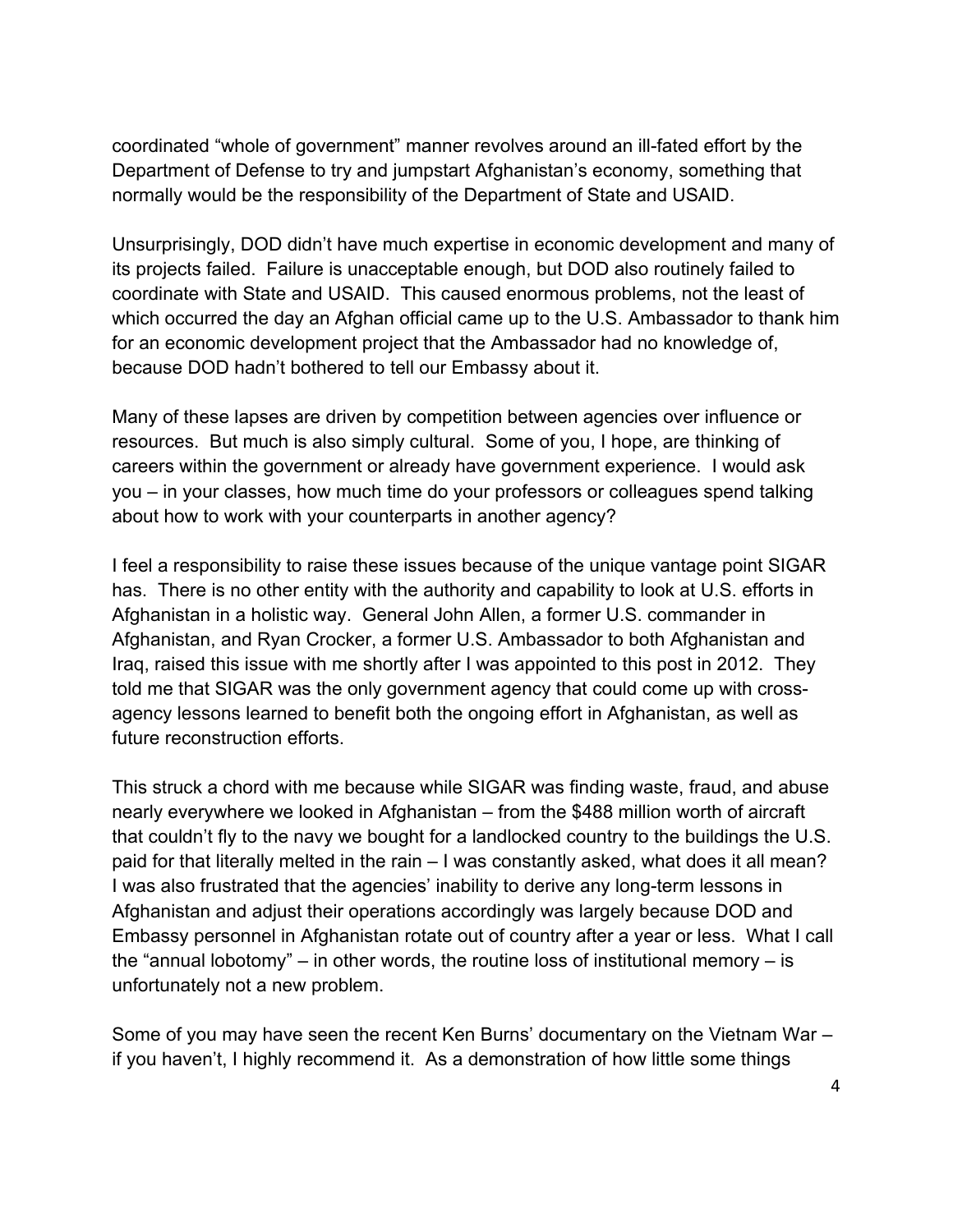coordinated “whole of government” manner revolves around an ill-fated effort by the Department of Defense to try and jumpstart Afghanistan’s economy, something that normally would be the responsibility of the Department of State and USAID.

Unsurprisingly, DOD didn’t have much expertise in economic development and many of its projects failed. Failure is unacceptable enough, but DOD also routinely failed to coordinate with State and USAID. This caused enormous problems, not the least of which occurred the day an Afghan official came up to the U.S. Ambassador to thank him for an economic development project that the Ambassador had no knowledge of, because DOD hadn’t bothered to tell our Embassy about it.

Many of these lapses are driven by competition between agencies over influence or resources. But much is also simply cultural. Some of you, I hope, are thinking of careers within the government or already have government experience. I would ask you – in your classes, how much time do your professors or colleagues spend talking about how to work with your counterparts in another agency?

I feel a responsibility to raise these issues because of the unique vantage point SIGAR has. There is no other entity with the authority and capability to look at U.S. efforts in Afghanistan in a holistic way. General John Allen, a former U.S. commander in Afghanistan, and Ryan Crocker, a former U.S. Ambassador to both Afghanistan and Iraq, raised this issue with me shortly after I was appointed to this post in 2012. They told me that SIGAR was the only government agency that could come up with cross-agency lessons learned to benefit both the ongoing effort in Afghanistan, as well as future reconstruction efforts.

This struck a chord with me because while SIGAR was finding waste, fraud, and abuse nearly everywhere we looked in Afghanistan – from the $488 million worth of aircraft that couldn’t fly to the navy we bought for a landlocked country to the buildings the U.S. paid for that literally melted in the rain – I was constantly asked, what does it all mean? I was also frustrated that the agencies’ inability to derive any long-term lessons in Afghanistan and adjust their operations accordingly was largely because DOD and Embassy personnel in Afghanistan rotate out of country after a year or less. What I call the “annual lobotomy” – in other words, the routine loss of institutional memory – is unfortunately not a new problem.

Some of you may have seen the recent Ken Burns’ documentary on the Vietnam War – if you haven’t, I highly recommend it. As a demonstration of how little some things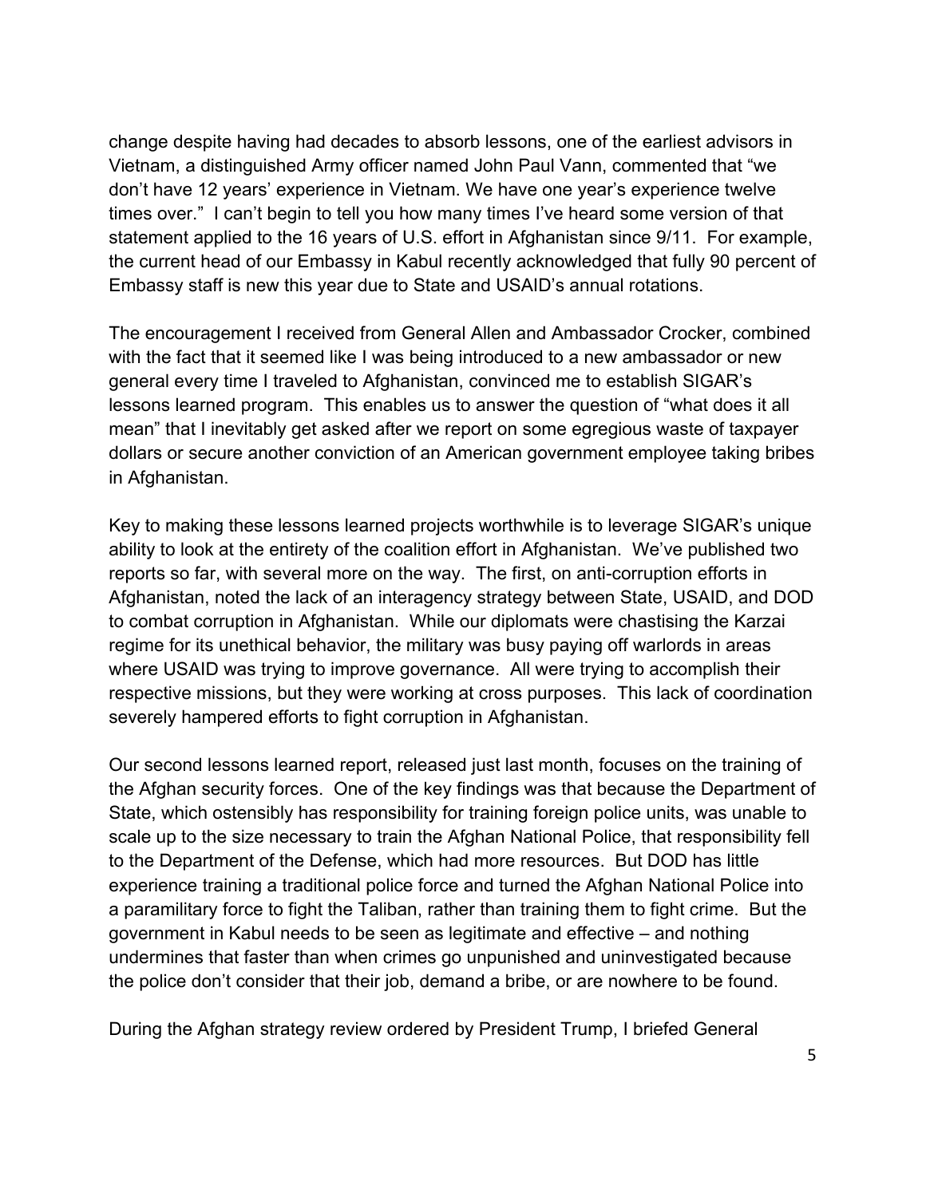change despite having had decades to absorb lessons, one of the earliest advisors in Vietnam, a distinguished Army officer named John Paul Vann, commented that "we don't have 12 years' experience in Vietnam. We have one year's experience twelve times over." I can't begin to tell you how many times I've heard some version of that statement applied to the 16 years of U.S. effort in Afghanistan since 9/11. For example, the current head of our Embassy in Kabul recently acknowledged that fully 90 percent of Embassy staff is new this year due to State and USAID's annual rotations.

The encouragement I received from General Allen and Ambassador Crocker, combined with the fact that it seemed like I was being introduced to a new ambassador or new general every time I traveled to Afghanistan, convinced me to establish SIGAR's lessons learned program. This enables us to answer the question of "what does it all mean" that I inevitably get asked after we report on some egregious waste of taxpayer dollars or secure another conviction of an American government employee taking bribes in Afghanistan.

Key to making these lessons learned projects worthwhile is to leverage SIGAR's unique ability to look at the entirety of the coalition effort in Afghanistan. We've published two reports so far, with several more on the way. The first, on anti-corruption efforts in Afghanistan, noted the lack of an interagency strategy between State, USAID, and DOD to combat corruption in Afghanistan. While our diplomats were chastising the Karzai regime for its unethical behavior, the military was busy paying off warlords in areas where USAID was trying to improve governance. All were trying to accomplish their respective missions, but they were working at cross purposes. This lack of coordination severely hampered efforts to fight corruption in Afghanistan.

Our second lessons learned report, released just last month, focuses on the training of the Afghan security forces. One of the key findings was that because the Department of State, which ostensibly has responsibility for training foreign police units, was unable to scale up to the size necessary to train the Afghan National Police, that responsibility fell to the Department of the Defense, which had more resources. But DOD has little experience training a traditional police force and turned the Afghan National Police into a paramilitary force to fight the Taliban, rather than training them to fight crime. But the government in Kabul needs to be seen as legitimate and effective – and nothing undermines that faster than when crimes go unpunished and uninvestigated because the police don't consider that their job, demand a bribe, or are nowhere to be found.

During the Afghan strategy review ordered by President Trump, I briefed General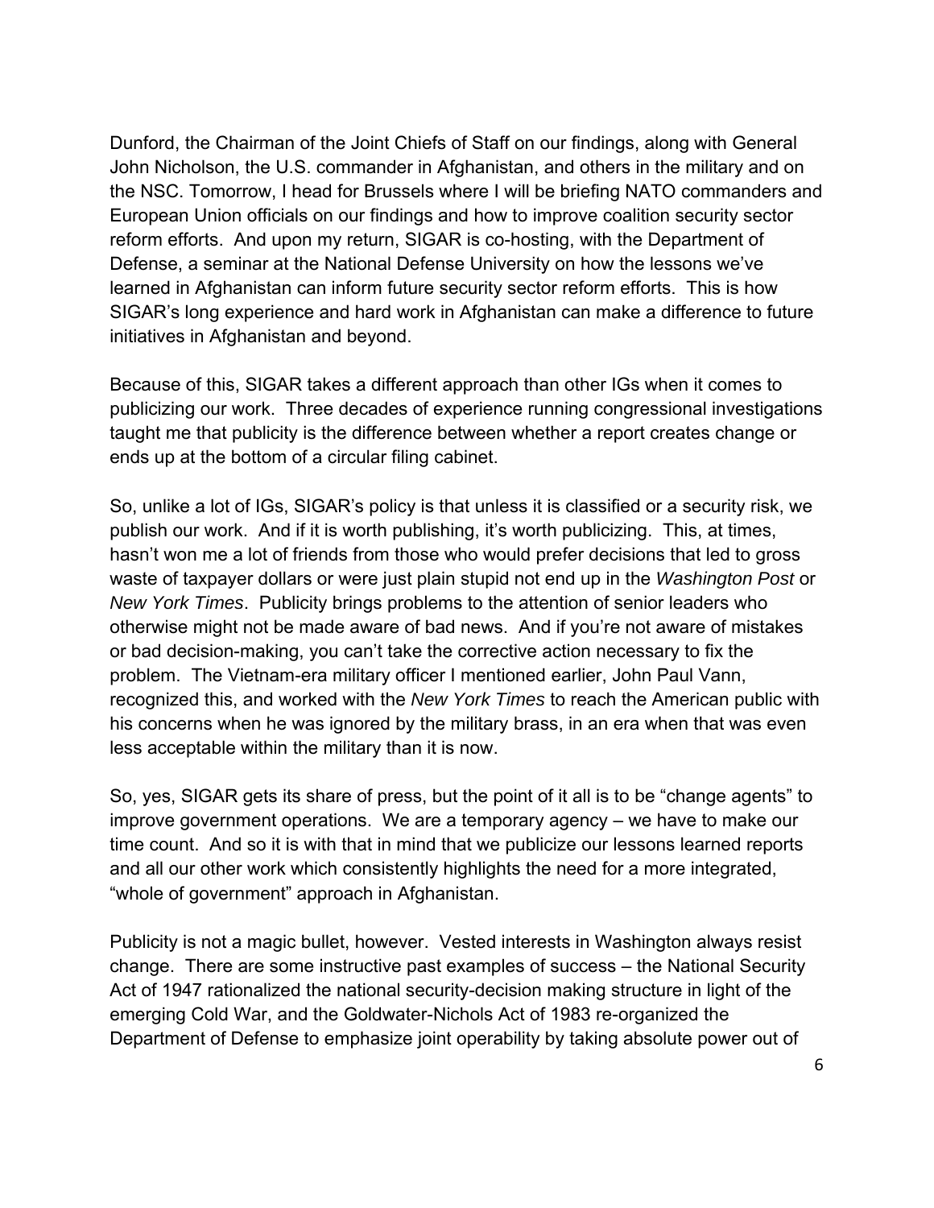Dunford, the Chairman of the Joint Chiefs of Staff on our findings, along with General John Nicholson, the U.S. commander in Afghanistan, and others in the military and on the NSC. Tomorrow, I head for Brussels where I will be briefing NATO commanders and European Union officials on our findings and how to improve coalition security sector reform efforts. And upon my return, SIGAR is co-hosting, with the Department of Defense, a seminar at the National Defense University on how the lessons we've learned in Afghanistan can inform future security sector reform efforts. This is how SIGAR's long experience and hard work in Afghanistan can make a difference to future initiatives in Afghanistan and beyond.

Because of this, SIGAR takes a different approach than other IGs when it comes to publicizing our work. Three decades of experience running congressional investigations taught me that publicity is the difference between whether a report creates change or ends up at the bottom of a circular filing cabinet.

So, unlike a lot of IGs, SIGAR's policy is that unless it is classified or a security risk, we publish our work. And if it is worth publishing, it's worth publicizing. This, at times, hasn't won me a lot of friends from those who would prefer decisions that led to gross waste of taxpayer dollars or were just plain stupid not end up in the *Washington Post* or *New York Times*. Publicity brings problems to the attention of senior leaders who otherwise might not be made aware of bad news. And if you're not aware of mistakes or bad decision-making, you can't take the corrective action necessary to fix the problem. The Vietnam-era military officer I mentioned earlier, John Paul Vann, recognized this, and worked with the *New York Times* to reach the American public with his concerns when he was ignored by the military brass, in an era when that was even less acceptable within the military than it is now.

So, yes, SIGAR gets its share of press, but the point of it all is to be "change agents" to improve government operations. We are a temporary agency – we have to make our time count. And so it is with that in mind that we publicize our lessons learned reports and all our other work which consistently highlights the need for a more integrated, "whole of government" approach in Afghanistan.

Publicity is not a magic bullet, however. Vested interests in Washington always resist change. There are some instructive past examples of success – the National Security Act of 1947 rationalized the national security-decision making structure in light of the emerging Cold War, and the Goldwater-Nichols Act of 1983 re-organized the Department of Defense to emphasize joint operability by taking absolute power out of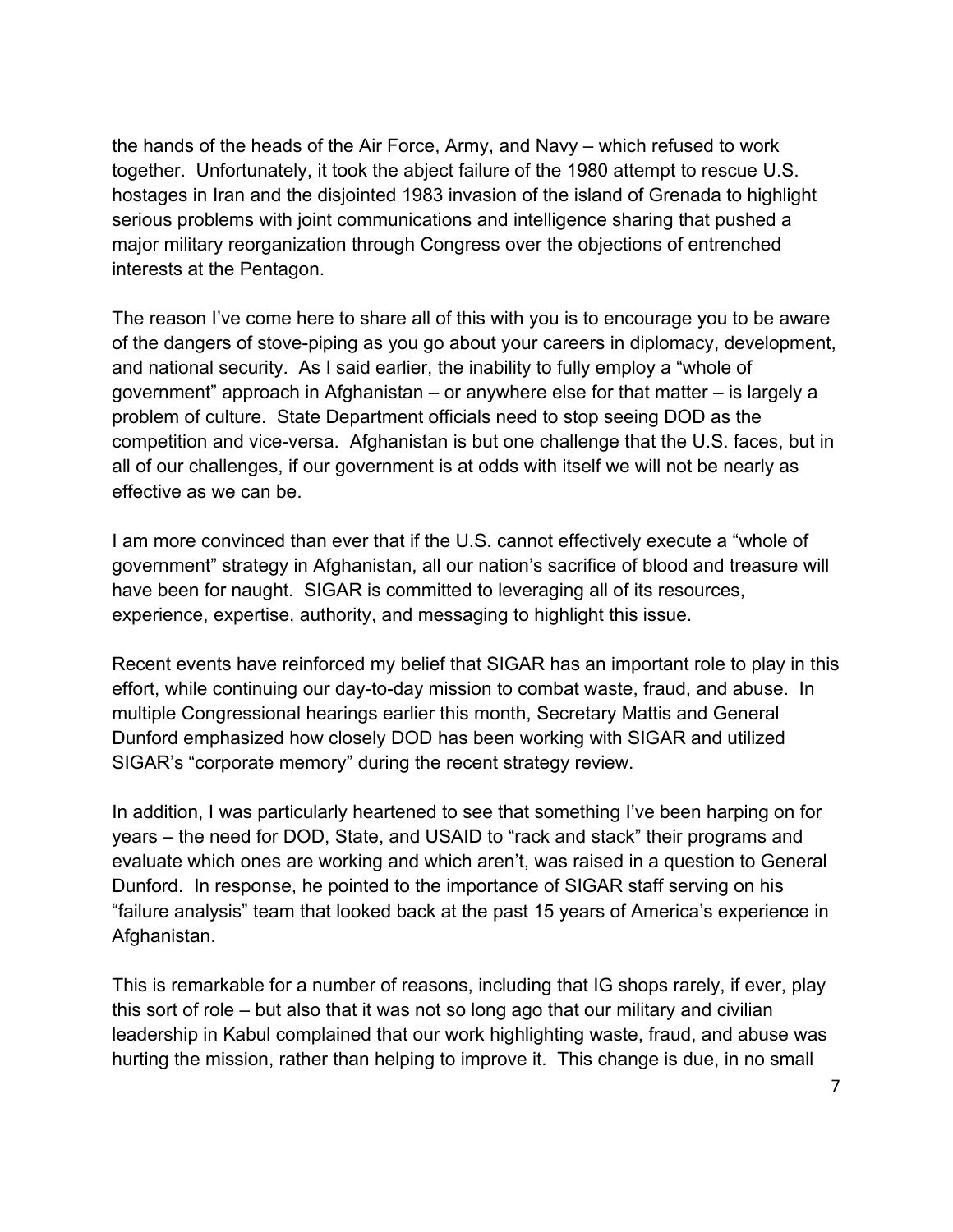the hands of the heads of the Air Force, Army, and Navy – which refused to work together. Unfortunately, it took the abject failure of the 1980 attempt to rescue U.S. hostages in Iran and the disjointed 1983 invasion of the island of Grenada to highlight serious problems with joint communications and intelligence sharing that pushed a major military reorganization through Congress over the objections of entrenched interests at the Pentagon.

The reason I've come here to share all of this with you is to encourage you to be aware of the dangers of stove-piping as you go about your careers in diplomacy, development, and national security. As I said earlier, the inability to fully employ a "whole of government" approach in Afghanistan – or anywhere else for that matter – is largely a problem of culture. State Department officials need to stop seeing DOD as the competition and vice-versa. Afghanistan is but one challenge that the U.S. faces, but in all of our challenges, if our government is at odds with itself we will not be nearly as effective as we can be.

I am more convinced than ever that if the U.S. cannot effectively execute a "whole of government" strategy in Afghanistan, all our nation's sacrifice of blood and treasure will have been for naught. SIGAR is committed to leveraging all of its resources, experience, expertise, authority, and messaging to highlight this issue.

Recent events have reinforced my belief that SIGAR has an important role to play in this effort, while continuing our day-to-day mission to combat waste, fraud, and abuse. In multiple Congressional hearings earlier this month, Secretary Mattis and General Dunford emphasized how closely DOD has been working with SIGAR and utilized SIGAR's "corporate memory" during the recent strategy review.

In addition, I was particularly heartened to see that something I've been harping on for years – the need for DOD, State, and USAID to "rack and stack" their programs and evaluate which ones are working and which aren't, was raised in a question to General Dunford. In response, he pointed to the importance of SIGAR staff serving on his "failure analysis" team that looked back at the past 15 years of America's experience in Afghanistan.

This is remarkable for a number of reasons, including that IG shops rarely, if ever, play this sort of role – but also that it was not so long ago that our military and civilian leadership in Kabul complained that our work highlighting waste, fraud, and abuse was hurting the mission, rather than helping to improve it. This change is due, in no small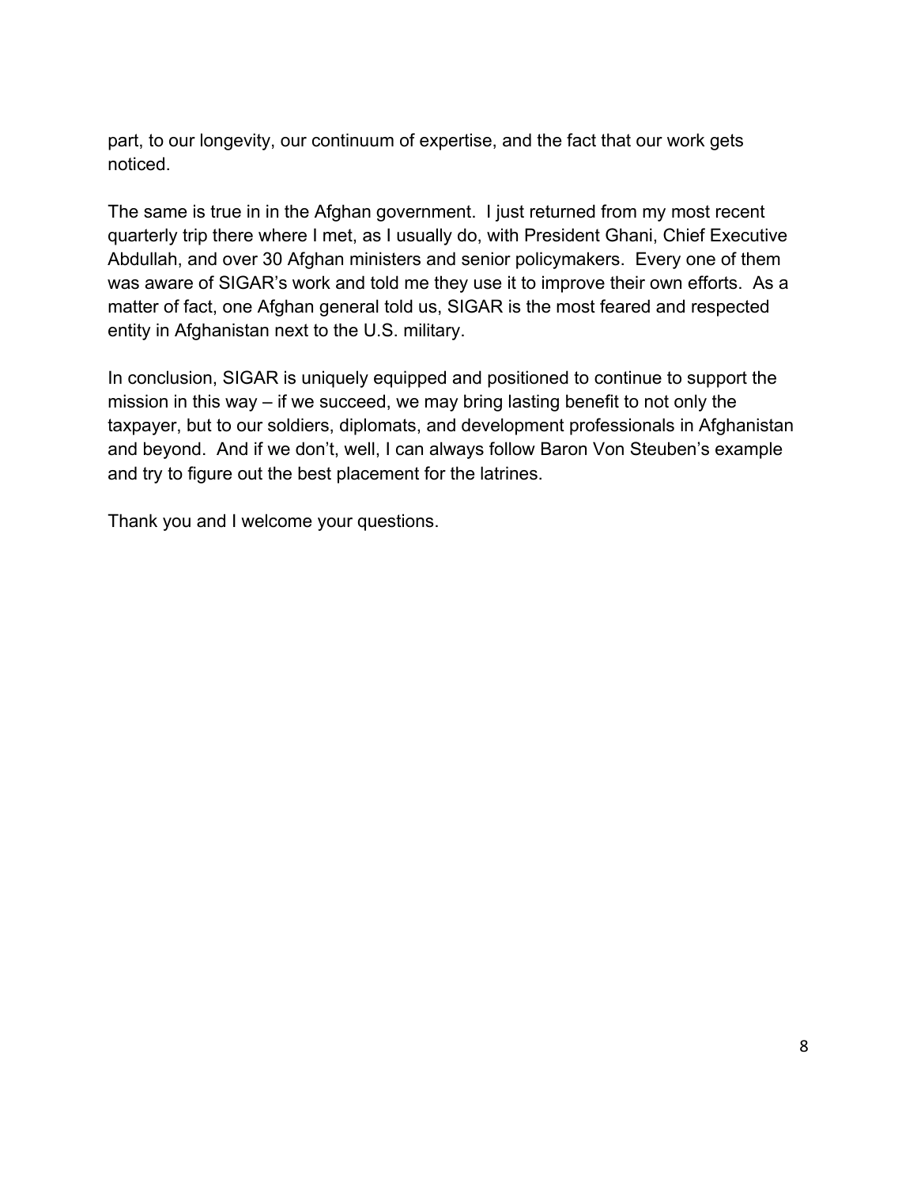part, to our longevity, our continuum of expertise, and the fact that our work gets noticed.

The same is true in in the Afghan government. I just returned from my most recent quarterly trip there where I met, as I usually do, with President Ghani, Chief Executive Abdullah, and over 30 Afghan ministers and senior policymakers. Every one of them was aware of SIGAR's work and told me they use it to improve their own efforts. As a matter of fact, one Afghan general told us, SIGAR is the most feared and respected entity in Afghanistan next to the U.S. military.

In conclusion, SIGAR is uniquely equipped and positioned to continue to support the mission in this way – if we succeed, we may bring lasting benefit to not only the taxpayer, but to our soldiers, diplomats, and development professionals in Afghanistan and beyond. And if we don't, well, I can always follow Baron Von Steuben's example and try to figure out the best placement for the latrines.

Thank you and I welcome your questions.